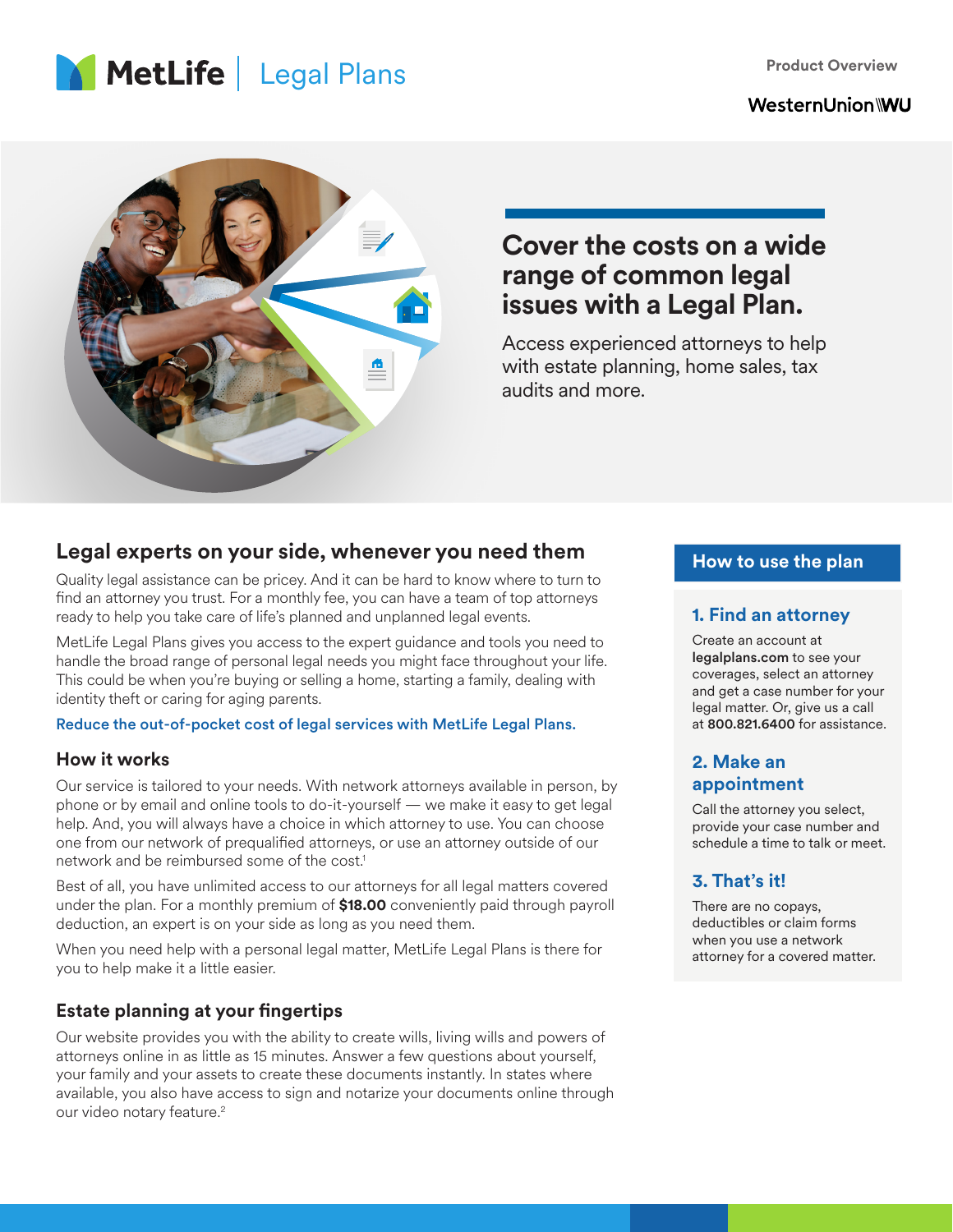MetLife | Legal Plans

Product Overview

WesternUnion WU

# Cover the costs on a wide range of common legal issues with a Legal Plan.

Access experienced attorneys to help with estate planning, home sales, tax audits and more.

## Legal experts on your side, whenever you need them

Quality legal assistance can be pricey. And it can be hard to know where to turn to find an attorney you trust. For a monthly fee, you can have a team of top attorneys ready to help you take care of life's planned and unplanned legal events.

MetLife Legal Plans gives you access to the expert guidance and tools you need to handle the broad range of personal legal needs you might face throughout your life. This could be when you're buying or selling a home, starting a family, dealing with identity theft or caring for aging parents.

Reduce the out-of-pocket cost of legal services with MetLife Legal Plans.

### How it works

Our service is tailored to your needs. With network attorneys available in person, by phone or by email and online tools to do-it-yourself — we make it easy to get legal help. And, you will always have a choice in which attorney to use. You can choose one from our network of prequalified attorneys, or use an attorney outside of our network and be reimbursed some of the cost.[1]

Best of all, you have unlimited access to our attorneys for all legal matters covered under the plan. For a monthly premium of **$18.00** conveniently paid through payroll deduction, an expert is on your side as long as you need them.

When you need help with a personal legal matter, MetLife Legal Plans is there for you to help make it a little easier.

### Estate planning at your fingertips

Our website provides you with the ability to create wills, living wills and powers of attorneys online in as little as 15 minutes. Answer a few questions about yourself, your family and your assets to create these documents instantly. In states where available, you also have access to sign and notarize your documents online through our video notary feature.[2]

## How to use the plan

### 1. Find an attorney

Create an account at **legalplans.com** to see your coverages, select an attorney and get a case number for your legal matter. Or, give us a call at **800.821.6400** for assistance.

### 2. Make an appointment

Call the attorney you select, provide your case number and schedule a time to talk or meet.

### 3. That's it!

There are no copays, deductibles or claim forms when you use a network attorney for a covered matter.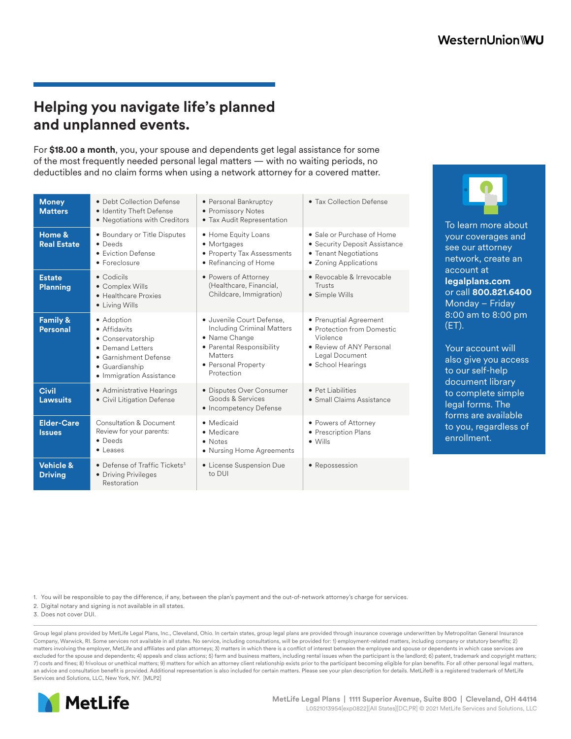WesternUnion WU

## Helping you navigate life's planned and unplanned events.

For **$18.00 a month**, you, your spouse and dependents get legal assistance for some of the most frequently needed personal legal matters — with no waiting periods, no deductibles and no claim forms when using a network attorney for a covered matter.

| | | | |
|---|---|---|---|
| **Money Matters** | • Debt Collection Defense<br>• Identity Theft Defense<br>• Negotiations with Creditors | • Personal Bankruptcy<br>• Promissory Notes<br>• Tax Audit Representation | • Tax Collection Defense |
| **Home & Real Estate** | • Boundary or Title Disputes<br>• Deeds<br>• Eviction Defense<br>• Foreclosure | • Home Equity Loans<br>• Mortgages<br>• Property Tax Assessments<br>• Refinancing of Home | • Sale or Purchase of Home<br>• Security Deposit Assistance<br>• Tenant Negotiations<br>• Zoning Applications |
| **Estate Planning** | • Codicils<br>• Complex Wills<br>• Healthcare Proxies<br>• Living Wills | • Powers of Attorney (Healthcare, Financial, Childcare, Immigration) | • Revocable & Irrevocable Trusts<br>• Simple Wills |
| **Family & Personal** | • Adoption<br>• Affidavits<br>• Conservatorship<br>• Demand Letters<br>• Garnishment Defense<br>• Guardianship<br>• Immigration Assistance | • Juvenile Court Defense, Including Criminal Matters<br>• Name Change<br>• Parental Responsibility Matters<br>• Personal Property Protection | • Prenuptial Agreement<br>• Protection from Domestic Violence<br>• Review of ANY Personal Legal Document<br>• School Hearings |
| **Civil Lawsuits** | • Administrative Hearings<br>• Civil Litigation Defense | • Disputes Over Consumer Goods & Services<br>• Incompetency Defense | • Pet Liabilities<br>• Small Claims Assistance |
| **Elder-Care Issues** | Consultation & Document Review for your parents:<br>• Deeds<br>• Leases | • Medicaid<br>• Medicare<br>• Notes<br>• Nursing Home Agreements | • Powers of Attorney<br>• Prescription Plans<br>• Wills |
| **Vehicle & Driving** | • Defense of Traffic Tickets[3]<br>• Driving Privileges Restoration | • License Suspension Due to DUI | • Repossession |

To learn more about your coverages and see our attorney network, create an account at **legalplans.com** or call **800.821.6400** Monday – Friday 8:00 am to 8:00 pm (ET).

Your account will also give you access to our self-help document library to complete simple legal forms. The forms are available to you, regardless of enrollment.

1. You will be responsible to pay the difference, if any, between the plan's payment and the out-of-network attorney's charge for services.
2. Digital notary and signing is not available in all states.
3. Does not cover DUI.

Group legal plans provided by MetLife Legal Plans, Inc., Cleveland, Ohio. In certain states, group legal plans are provided through insurance coverage underwritten by Metropolitan General Insurance Company, Warwick, RI. Some services not available in all states. No service, including consultations, will be provided for: 1) employment-related matters, including company or statutory benefits; 2) matters involving the employer, MetLife and affiliates and plan attorneys; 3) matters in which there is a conflict of interest between the employee and spouse or dependents in which case services are excluded for the spouse and dependents; 4) appeals and class actions; 5) farm and business matters, including rental issues when the participant is the landlord; 6) patent, trademark and copyright matters; 7) costs and fines; 8) frivolous or unethical matters; 9) matters for which an attorney client relationship exists prior to the participant becoming eligible for plan benefits. For all other personal legal matters, an advice and consultation benefit is provided. Additional representation is also included for certain matters. Please see your plan description for details. MetLife® is a registered trademark of MetLife Services and Solutions, LLC, New York, NY. [MLP2]

MetLife

MetLife Legal Plans | 1111 Superior Avenue, Suite 800 | Cleveland, OH 44114
L0521013954[exp0822][All States][DC,PR] © 2021 MetLife Services and Solutions, LLC